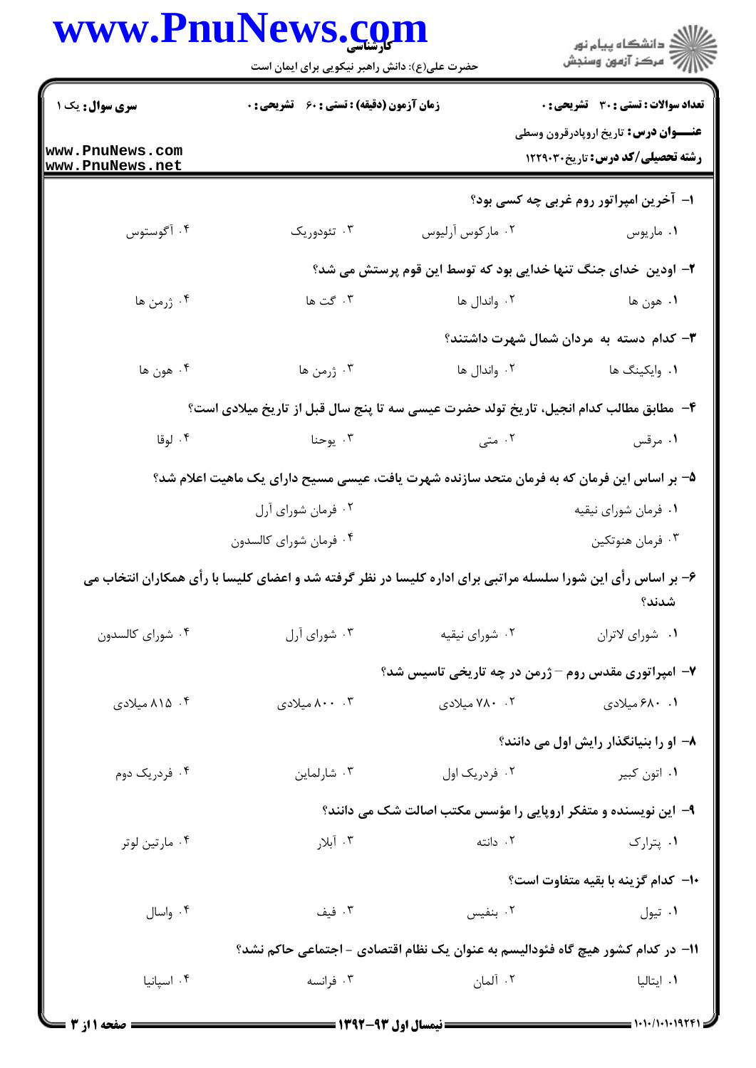**سری سوال:** یک ۱

**زمان آزمون (دقیقه) : تستی : ۶۰ تشریحی : ۰**

**تعداد سوالات : تستی : ۳۰ تشریحی : ۰**

**عنـــوان درس:** تاریخ اروپادرقرون وسطی

**رشته تحصیلی/کد درس:** تاریخ۱۲۲۹۰۳۰

www.PnuNews.com
www.PnuNews.net

۱- آخرین امپراتور روم غربی چه کسی بود؟

۱. ماریوس ۲. مارکوس آرلیوس ۳. تئودوریک ۴. آگوستوس

۲- اودین خدای جنگ تنها خدایی بود که توسط این قوم پرستش می شد؟

۱. هون ها ۲. واندال ها ۳. گت ها ۴. ژرمن ها

۳- کدام دسته به مردان شمال شهرت داشتند؟

۱. وایکینگ ها ۲. واندال ها ۳. ژرمن ها ۴. هون ها

۴- مطابق مطالب کدام انجیل، تاریخ تولد حضرت عیسی سه تا پنج سال قبل از تاریخ میلادی است؟

۱. مرقس ۲. متی ۳. یوحنا ۴. لوقا

۵- بر اساس این فرمان که به فرمان متحد سازنده شهرت یافت، عیسی مسیح دارای یک ماهیت اعلام شد؟

۱. فرمان شورای نیقیه ۲. فرمان شورای آرل ۳. فرمان هنوتکین ۴. فرمان شورای کالسدون

۶- بر اساس رأی این شورا سلسله مراتبی برای اداره کلیسا در نظر گرفته شد و اعضای کلیسا با رأی همکاران انتخاب می شدند؟

۱. شورای لاتران ۲. شورای نیقیه ۳. شورای آرل ۴. شورای کالسدون

۷- امپراتوری مقدس روم – ژرمن در چه تاریخی تاسیس شد؟

۱. ۶۸۰ میلادی ۲. ۷۸۰ میلادی ۳. ۸۰۰ میلادی ۴. ۸۱۵ میلادی

۸- او را بنیانگذار رایش اول می دانند؟

۱. اتون کبیر ۲. فردریک اول ۳. شارلماین ۴. فردریک دوم

۹- این نویسنده و متفکر اروپایی را مؤسس مکتب اصالت شک می دانند؟

۱. پترارک ۲. دانته ۳. آبلار ۴. مارتین لوتر

۱۰- کدام گزینه با بقیه متفاوت است؟

۱. تیول ۲. بنفیس ۳. فیف ۴. واسال

۱۱- در کدام کشور هیچ گاه فئودالیسم به عنوان یک نظام اقتصادی – اجتماعی حاکم نشد؟

۱. ایتالیا ۲. آلمان ۳. فرانسه ۴. اسپانیا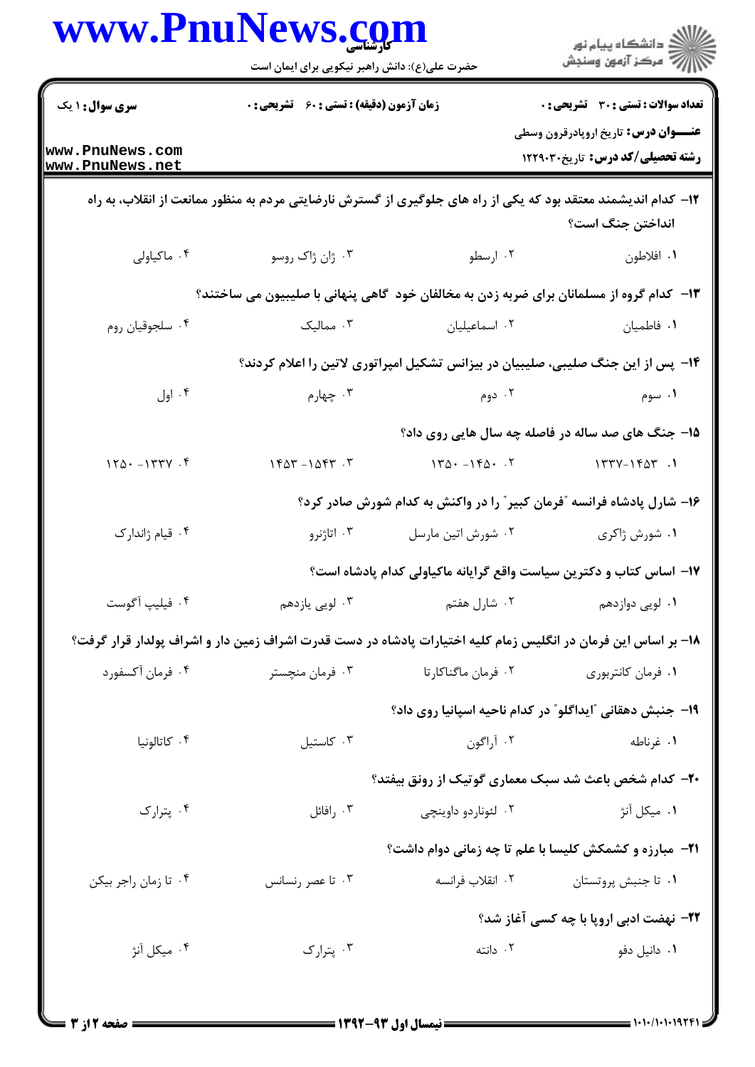۱۲- کدام اندیشمند معتقد بود که یکی از راه های جلوگیری از گسترش نارضایتی مردم به منظور ممانعت از انقلاب، به راه انداختن جنگ است؟

۱. افلاطون
۲. ارسطو
۳. ژان ژاک روسو
۴. ماکیاولی

۱۳- کدام گروه از مسلمانان برای ضربه زدن به مخالفان خود گاهی پنهانی با صلیبیون می ساختند؟

۱. فاطمیان
۲. اسماعیلیان
۳. ممالیک
۴. سلجوقیان روم

۱۴- پس از این جنگ صلیبی، صلیبیان در بیزانس تشکیل امپراتوری لاتین را اعلام کردند؟

۱. سوم
۲. دوم
۳. چهارم
۴. اول

۱۵- جنگ های صد ساله در فاصله چه سال هایی روی داد؟

۱. ۱۴۵۳-۱۳۳۷
۲. ۱۴۵۰-۱۳۵۰
۳. ۱۵۴۳-۱۴۵۳
۴. ۱۳۳۷-۱۲۵۰

۱۶- شارل پادشاه فرانسه "فرمان کبیر" را در واکنش به کدام شورش صادر کرد؟

۱. شورش ژاکری
۲. شورش اتین مارسل
۳. اتاژنرو
۴. قیام ژاندارک

۱۷- اساس کتاب و دکترین سیاست واقع گرایانه ماکیاولی کدام پادشاه است؟

۱. لویی دوازدهم
۲. شارل هفتم
۳. لویی یازدهم
۴. فیلیپ آگوست

۱۸- بر اساس این فرمان در انگلیس زمام کلیه اختیارات پادشاه در دست قدرت اشراف زمین دار و اشراف پولدار قرار گرفت؟

۱. فرمان کانتربوری
۲. فرمان ماگناکارتا
۳. فرمان منچستر
۴. فرمان آکسفورد

۱۹- جنبش دهقانی "ایداگلو" در کدام ناحیه اسپانیا روی داد؟

۱. غرناطه
۲. آراگون
۳. کاستیل
۴. کاتالونیا

۲۰- کدام شخص باعث شد سبک معماری گوتیک از رونق بیفتد؟

۱. میکل آنژ
۲. لئوناردو داوینچی
۳. رافائل
۴. پترارک

۲۱- مبارزه و کشمکش کلیسا با علم تا چه زمانی دوام داشت؟

۱. تا جنبش پروتستان
۲. انقلاب فرانسه
۳. تا عصر رنسانس
۴. تا زمان راجر بیکن

۲۲- نهضت ادبی اروپا با چه کسی آغاز شد؟

۱. دانیل دفو
۲. دانته
۳. پترارک
۴. میکل آنژ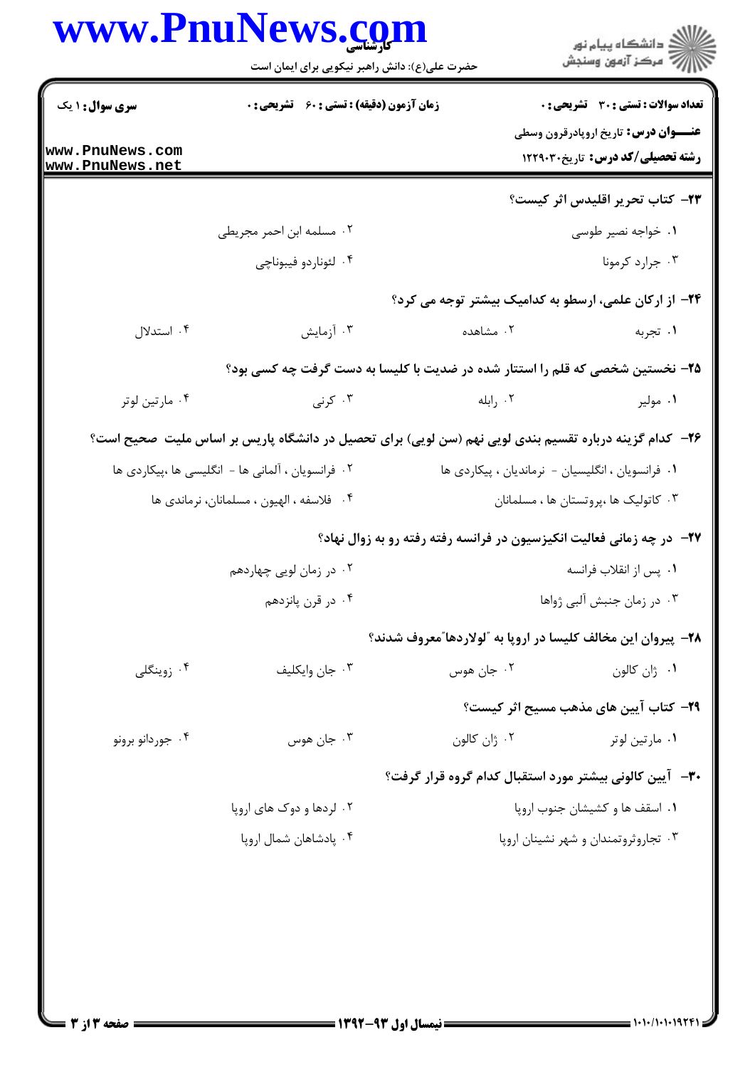**سری سوال:** ۱ یک

**زمان آزمون (دقیقه) : تستی :** ۶۰ **تشریحی :** ۰

**تعداد سوالات : تستی :** ۳۰ **تشریحی :** ۰

**عنـــوان درس:** تاریخ اروپادرقرون وسطی

**رشته تحصیلی/کد درس:** تاریخ۱۲۲۹۰۳۰

۲۳- کتاب تحریر اقلیدس اثر کیست؟

۱. خواجه نصیر طوسی

۲. مسلمه ابن احمر مجریطی

۳. جرارد کرمونا

۴. لئوناردو فیبوناچی

۲۴- از ارکان علمی، ارسطو به کدامیک بیشتر توجه می کرد؟

۱. تجربه

۲. مشاهده

۳. آزمایش

۴. استدلال

۲۵- نخستین شخصی که قلم را استتار شده در ضدیت با کلیسا به دست گرفت چه کسی بود؟

۱. مولیر

۲. رابله

۳. کرنی

۴. مارتین لوتر

۲۶- کدام گزینه درباره تقسیم بندی لویی نهم (سن لویی) برای تحصیل در دانشگاه پاریس بر اساس ملیت صحیح است؟

۱. فرانسویان ، انگلیسیان - نرماندیان ، پیکاردی ها

۲. فرانسویان ، آلمانی ها - انگلیسی ها ،پیکاردی ها

۳. کاتولیک ها ،پروتستان ها ، مسلمانان

۴. فلاسفه ، الهیون ، مسلمانان، نرماندی ها

۲۷- در چه زمانی فعالیت انکیزسیون در فرانسه رفته رفته رو به زوال نهاد؟

۱. پس از انقلاب فرانسه

۲. در زمان لویی چهاردهم

۳. در زمان جنبش آلبی ژواها

۴. در قرن پانزدهم

۲۸- پیروان این مخالف کلیسا در اروپا به "لولاردها"معروف شدند؟

۱. ژان کالون

۲. جان هوس

۳. جان وایکلیف

۴. زوینگلی

۲۹- کتاب آیین های مذهب مسیح اثر کیست؟

۱. مارتین لوتر

۲. ژان کالون

۳. جان هوس

۴. جوردانو برونو

۳۰- آیین کالونی بیشتر مورد استقبال کدام گروه قرار گرفت؟

۱. اسقف ها و کشیشان جنوب اروپا

۲. لردها و دوک های اروپا

۳. تجاروثروتمندان و شهر نشینان اروپا

۴. پادشاهان شمال اروپا